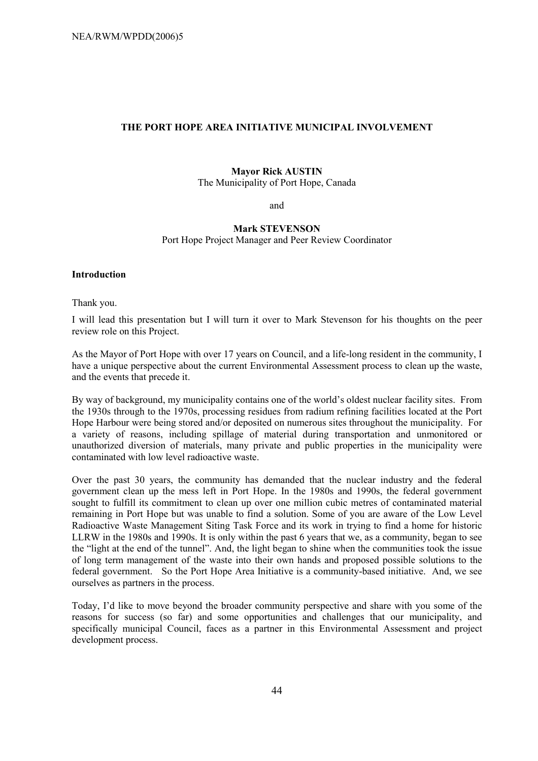# THE PORT HOPE AREA INITIATIVE MUNICIPAL INVOLVEMENT

**Mayor Rick AUSTIN**
The Municipality of Port Hope, Canada

and

**Mark STEVENSON**
Port Hope Project Manager and Peer Review Coordinator

## Introduction

Thank you.

I will lead this presentation but I will turn it over to Mark Stevenson for his thoughts on the peer review role on this Project.

As the Mayor of Port Hope with over 17 years on Council, and a life-long resident in the community, I have a unique perspective about the current Environmental Assessment process to clean up the waste, and the events that precede it.

By way of background, my municipality contains one of the world's oldest nuclear facility sites. From the 1930s through to the 1970s, processing residues from radium refining facilities located at the Port Hope Harbour were being stored and/or deposited on numerous sites throughout the municipality. For a variety of reasons, including spillage of material during transportation and unmonitored or unauthorized diversion of materials, many private and public properties in the municipality were contaminated with low level radioactive waste.

Over the past 30 years, the community has demanded that the nuclear industry and the federal government clean up the mess left in Port Hope. In the 1980s and 1990s, the federal government sought to fulfill its commitment to clean up over one million cubic metres of contaminated material remaining in Port Hope but was unable to find a solution. Some of you are aware of the Low Level Radioactive Waste Management Siting Task Force and its work in trying to find a home for historic LLRW in the 1980s and 1990s. It is only within the past 6 years that we, as a community, began to see the "light at the end of the tunnel". And, the light began to shine when the communities took the issue of long term management of the waste into their own hands and proposed possible solutions to the federal government. So the Port Hope Area Initiative is a community-based initiative. And, we see ourselves as partners in the process.

Today, I'd like to move beyond the broader community perspective and share with you some of the reasons for success (so far) and some opportunities and challenges that our municipality, and specifically municipal Council, faces as a partner in this Environmental Assessment and project development process.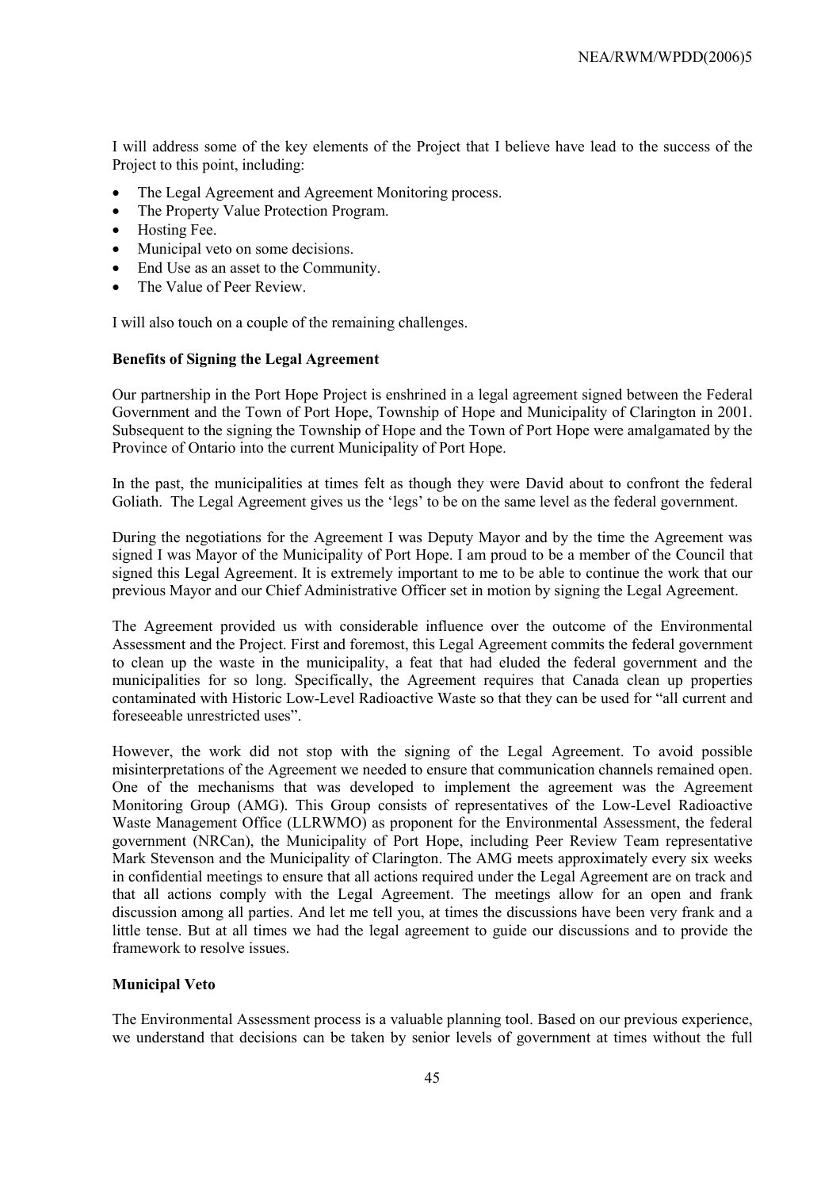I will address some of the key elements of the Project that I believe have lead to the success of the Project to this point, including:

- The Legal Agreement and Agreement Monitoring process.
- The Property Value Protection Program.
- Hosting Fee.
- Municipal veto on some decisions.
- End Use as an asset to the Community.
- The Value of Peer Review.

I will also touch on a couple of the remaining challenges.

**Benefits of Signing the Legal Agreement**

Our partnership in the Port Hope Project is enshrined in a legal agreement signed between the Federal Government and the Town of Port Hope, Township of Hope and Municipality of Clarington in 2001. Subsequent to the signing the Township of Hope and the Town of Port Hope were amalgamated by the Province of Ontario into the current Municipality of Port Hope.

In the past, the municipalities at times felt as though they were David about to confront the federal Goliath. The Legal Agreement gives us the 'legs' to be on the same level as the federal government.

During the negotiations for the Agreement I was Deputy Mayor and by the time the Agreement was signed I was Mayor of the Municipality of Port Hope. I am proud to be a member of the Council that signed this Legal Agreement. It is extremely important to me to be able to continue the work that our previous Mayor and our Chief Administrative Officer set in motion by signing the Legal Agreement.

The Agreement provided us with considerable influence over the outcome of the Environmental Assessment and the Project. First and foremost, this Legal Agreement commits the federal government to clean up the waste in the municipality, a feat that had eluded the federal government and the municipalities for so long. Specifically, the Agreement requires that Canada clean up properties contaminated with Historic Low-Level Radioactive Waste so that they can be used for "all current and foreseeable unrestricted uses".

However, the work did not stop with the signing of the Legal Agreement. To avoid possible misinterpretations of the Agreement we needed to ensure that communication channels remained open. One of the mechanisms that was developed to implement the agreement was the Agreement Monitoring Group (AMG). This Group consists of representatives of the Low-Level Radioactive Waste Management Office (LLRWMO) as proponent for the Environmental Assessment, the federal government (NRCan), the Municipality of Port Hope, including Peer Review Team representative Mark Stevenson and the Municipality of Clarington. The AMG meets approximately every six weeks in confidential meetings to ensure that all actions required under the Legal Agreement are on track and that all actions comply with the Legal Agreement. The meetings allow for an open and frank discussion among all parties. And let me tell you, at times the discussions have been very frank and a little tense. But at all times we had the legal agreement to guide our discussions and to provide the framework to resolve issues.

**Municipal Veto**

The Environmental Assessment process is a valuable planning tool. Based on our previous experience, we understand that decisions can be taken by senior levels of government at times without the full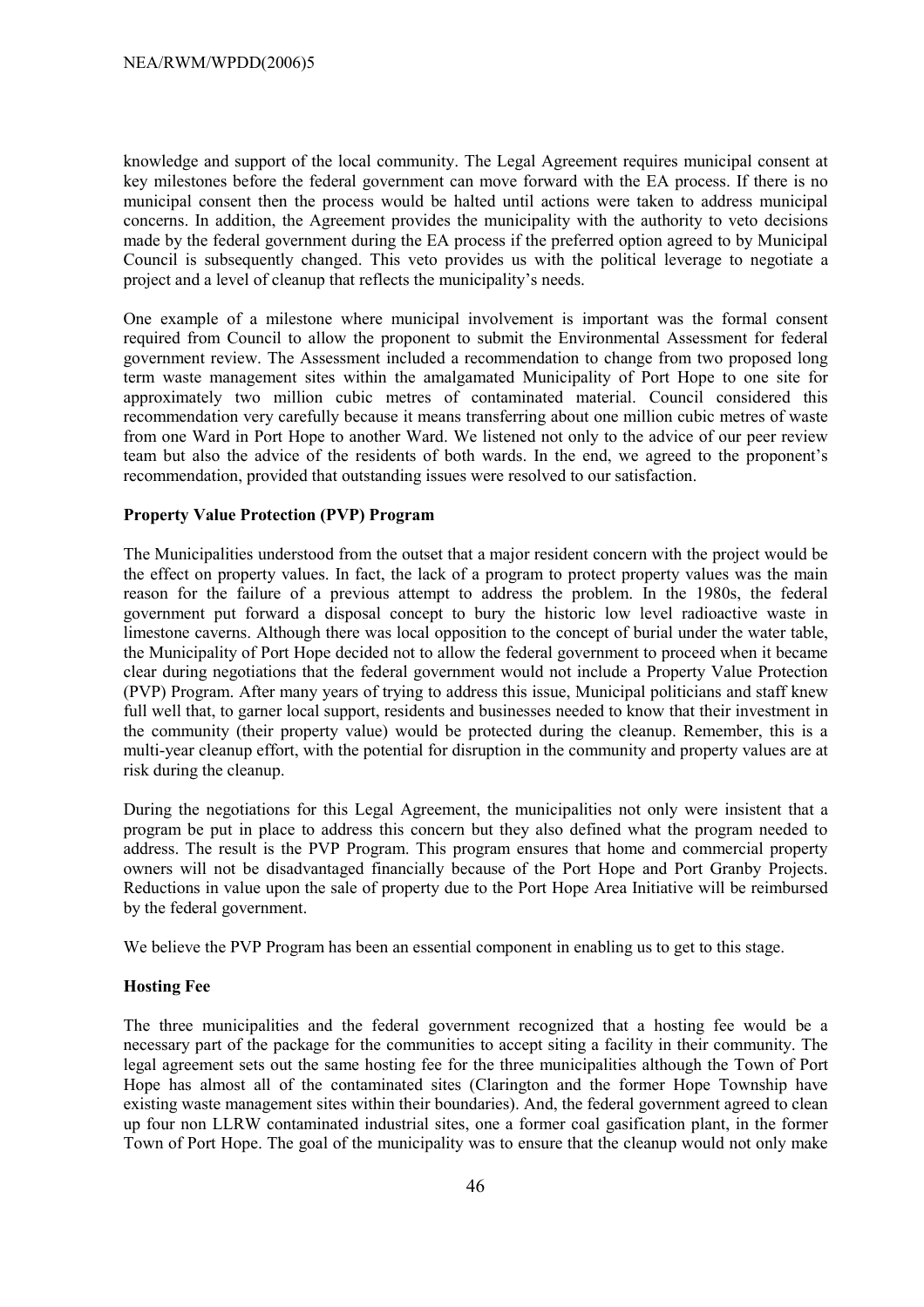knowledge and support of the local community. The Legal Agreement requires municipal consent at key milestones before the federal government can move forward with the EA process. If there is no municipal consent then the process would be halted until actions were taken to address municipal concerns. In addition, the Agreement provides the municipality with the authority to veto decisions made by the federal government during the EA process if the preferred option agreed to by Municipal Council is subsequently changed. This veto provides us with the political leverage to negotiate a project and a level of cleanup that reflects the municipality's needs.

One example of a milestone where municipal involvement is important was the formal consent required from Council to allow the proponent to submit the Environmental Assessment for federal government review. The Assessment included a recommendation to change from two proposed long term waste management sites within the amalgamated Municipality of Port Hope to one site for approximately two million cubic metres of contaminated material. Council considered this recommendation very carefully because it means transferring about one million cubic metres of waste from one Ward in Port Hope to another Ward. We listened not only to the advice of our peer review team but also the advice of the residents of both wards. In the end, we agreed to the proponent's recommendation, provided that outstanding issues were resolved to our satisfaction.

**Property Value Protection (PVP) Program**

The Municipalities understood from the outset that a major resident concern with the project would be the effect on property values. In fact, the lack of a program to protect property values was the main reason for the failure of a previous attempt to address the problem. In the 1980s, the federal government put forward a disposal concept to bury the historic low level radioactive waste in limestone caverns. Although there was local opposition to the concept of burial under the water table, the Municipality of Port Hope decided not to allow the federal government to proceed when it became clear during negotiations that the federal government would not include a Property Value Protection (PVP) Program. After many years of trying to address this issue, Municipal politicians and staff knew full well that, to garner local support, residents and businesses needed to know that their investment in the community (their property value) would be protected during the cleanup. Remember, this is a multi-year cleanup effort, with the potential for disruption in the community and property values are at risk during the cleanup.

During the negotiations for this Legal Agreement, the municipalities not only were insistent that a program be put in place to address this concern but they also defined what the program needed to address. The result is the PVP Program. This program ensures that home and commercial property owners will not be disadvantaged financially because of the Port Hope and Port Granby Projects. Reductions in value upon the sale of property due to the Port Hope Area Initiative will be reimbursed by the federal government.

We believe the PVP Program has been an essential component in enabling us to get to this stage.

**Hosting Fee**

The three municipalities and the federal government recognized that a hosting fee would be a necessary part of the package for the communities to accept siting a facility in their community. The legal agreement sets out the same hosting fee for the three municipalities although the Town of Port Hope has almost all of the contaminated sites (Clarington and the former Hope Township have existing waste management sites within their boundaries). And, the federal government agreed to clean up four non LLRW contaminated industrial sites, one a former coal gasification plant, in the former Town of Port Hope. The goal of the municipality was to ensure that the cleanup would not only make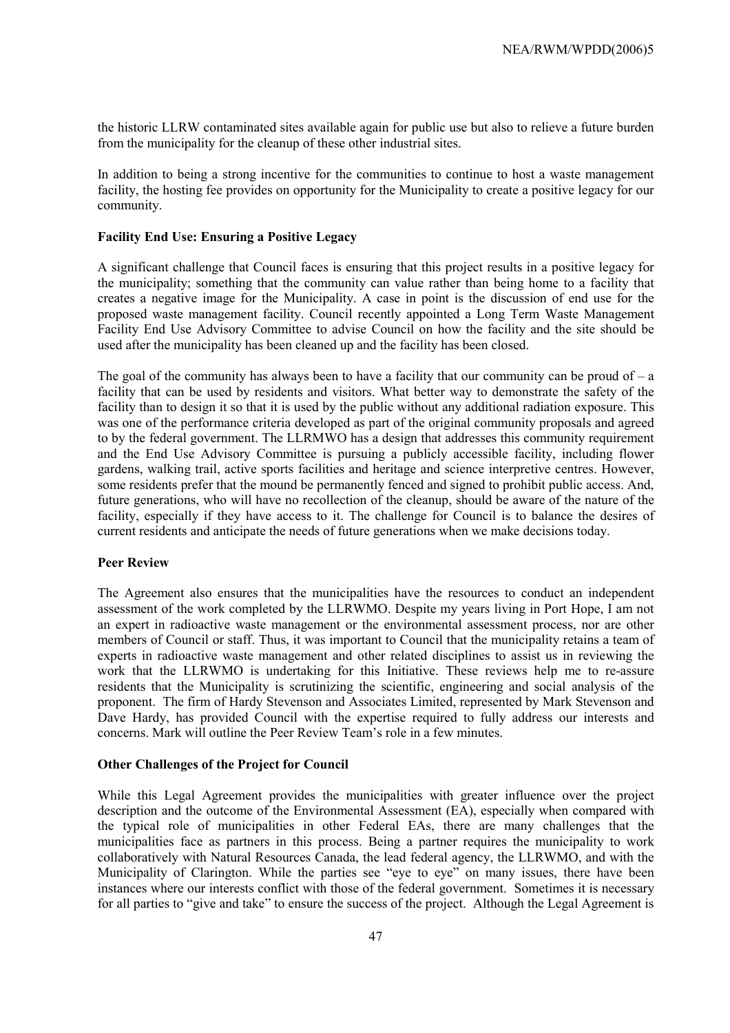the historic LLRW contaminated sites available again for public use but also to relieve a future burden from the municipality for the cleanup of these other industrial sites.

In addition to being a strong incentive for the communities to continue to host a waste management facility, the hosting fee provides on opportunity for the Municipality to create a positive legacy for our community.

**Facility End Use: Ensuring a Positive Legacy**

A significant challenge that Council faces is ensuring that this project results in a positive legacy for the municipality; something that the community can value rather than being home to a facility that creates a negative image for the Municipality. A case in point is the discussion of end use for the proposed waste management facility. Council recently appointed a Long Term Waste Management Facility End Use Advisory Committee to advise Council on how the facility and the site should be used after the municipality has been cleaned up and the facility has been closed.

The goal of the community has always been to have a facility that our community can be proud of – a facility that can be used by residents and visitors. What better way to demonstrate the safety of the facility than to design it so that it is used by the public without any additional radiation exposure. This was one of the performance criteria developed as part of the original community proposals and agreed to by the federal government. The LLRMWO has a design that addresses this community requirement and the End Use Advisory Committee is pursuing a publicly accessible facility, including flower gardens, walking trail, active sports facilities and heritage and science interpretive centres. However, some residents prefer that the mound be permanently fenced and signed to prohibit public access. And, future generations, who will have no recollection of the cleanup, should be aware of the nature of the facility, especially if they have access to it. The challenge for Council is to balance the desires of current residents and anticipate the needs of future generations when we make decisions today.

**Peer Review**

The Agreement also ensures that the municipalities have the resources to conduct an independent assessment of the work completed by the LLRWMO. Despite my years living in Port Hope, I am not an expert in radioactive waste management or the environmental assessment process, nor are other members of Council or staff. Thus, it was important to Council that the municipality retains a team of experts in radioactive waste management and other related disciplines to assist us in reviewing the work that the LLRWMO is undertaking for this Initiative. These reviews help me to re-assure residents that the Municipality is scrutinizing the scientific, engineering and social analysis of the proponent. The firm of Hardy Stevenson and Associates Limited, represented by Mark Stevenson and Dave Hardy, has provided Council with the expertise required to fully address our interests and concerns. Mark will outline the Peer Review Team's role in a few minutes.

**Other Challenges of the Project for Council**

While this Legal Agreement provides the municipalities with greater influence over the project description and the outcome of the Environmental Assessment (EA), especially when compared with the typical role of municipalities in other Federal EAs, there are many challenges that the municipalities face as partners in this process. Being a partner requires the municipality to work collaboratively with Natural Resources Canada, the lead federal agency, the LLRWMO, and with the Municipality of Clarington. While the parties see "eye to eye" on many issues, there have been instances where our interests conflict with those of the federal government. Sometimes it is necessary for all parties to "give and take" to ensure the success of the project. Although the Legal Agreement is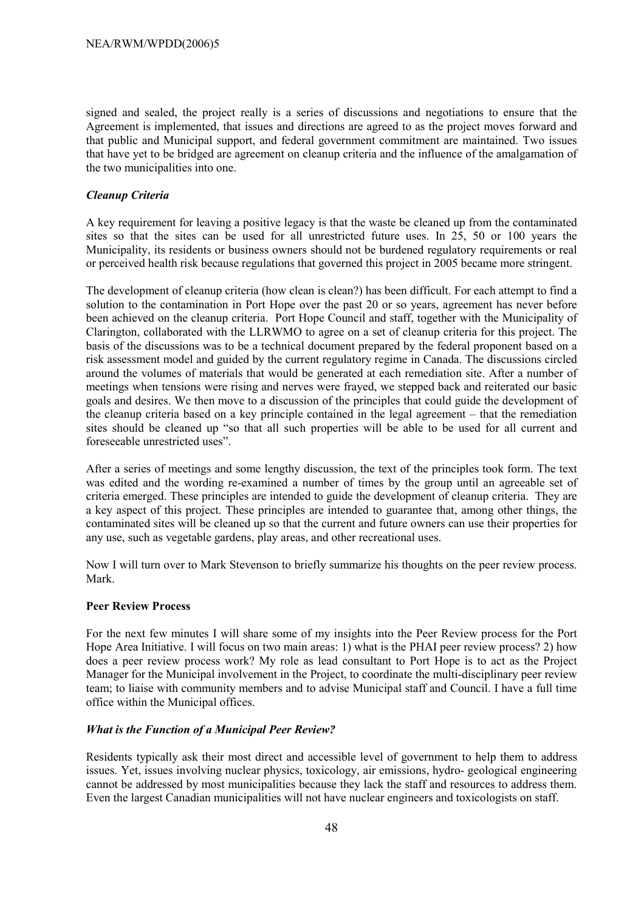signed and sealed, the project really is a series of discussions and negotiations to ensure that the Agreement is implemented, that issues and directions are agreed to as the project moves forward and that public and Municipal support, and federal government commitment are maintained. Two issues that have yet to be bridged are agreement on cleanup criteria and the influence of the amalgamation of the two municipalities into one.

### *Cleanup Criteria*

A key requirement for leaving a positive legacy is that the waste be cleaned up from the contaminated sites so that the sites can be used for all unrestricted future uses. In 25, 50 or 100 years the Municipality, its residents or business owners should not be burdened regulatory requirements or real or perceived health risk because regulations that governed this project in 2005 became more stringent.

The development of cleanup criteria (how clean is clean?) has been difficult. For each attempt to find a solution to the contamination in Port Hope over the past 20 or so years, agreement has never before been achieved on the cleanup criteria. Port Hope Council and staff, together with the Municipality of Clarington, collaborated with the LLRWMO to agree on a set of cleanup criteria for this project. The basis of the discussions was to be a technical document prepared by the federal proponent based on a risk assessment model and guided by the current regulatory regime in Canada. The discussions circled around the volumes of materials that would be generated at each remediation site. After a number of meetings when tensions were rising and nerves were frayed, we stepped back and reiterated our basic goals and desires. We then move to a discussion of the principles that could guide the development of the cleanup criteria based on a key principle contained in the legal agreement – that the remediation sites should be cleaned up "so that all such properties will be able to be used for all current and foreseeable unrestricted uses".

After a series of meetings and some lengthy discussion, the text of the principles took form. The text was edited and the wording re-examined a number of times by the group until an agreeable set of criteria emerged. These principles are intended to guide the development of cleanup criteria. They are a key aspect of this project. These principles are intended to guarantee that, among other things, the contaminated sites will be cleaned up so that the current and future owners can use their properties for any use, such as vegetable gardens, play areas, and other recreational uses.

Now I will turn over to Mark Stevenson to briefly summarize his thoughts on the peer review process. Mark.

## **Peer Review Process**

For the next few minutes I will share some of my insights into the Peer Review process for the Port Hope Area Initiative. I will focus on two main areas: 1) what is the PHAI peer review process? 2) how does a peer review process work? My role as lead consultant to Port Hope is to act as the Project Manager for the Municipal involvement in the Project, to coordinate the multi-disciplinary peer review team; to liaise with community members and to advise Municipal staff and Council. I have a full time office within the Municipal offices.

### *What is the Function of a Municipal Peer Review?*

Residents typically ask their most direct and accessible level of government to help them to address issues. Yet, issues involving nuclear physics, toxicology, air emissions, hydro- geological engineering cannot be addressed by most municipalities because they lack the staff and resources to address them. Even the largest Canadian municipalities will not have nuclear engineers and toxicologists on staff.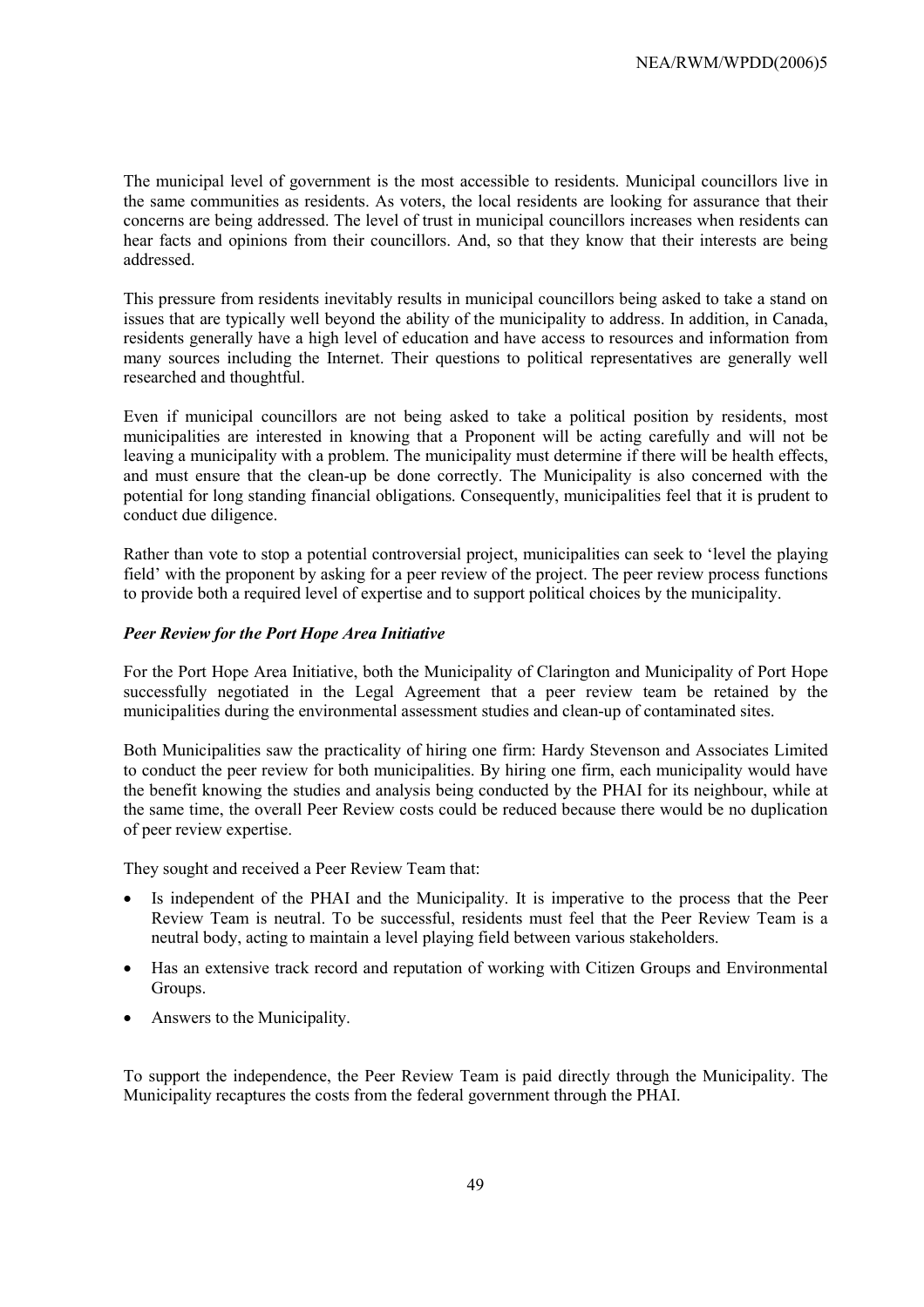The municipal level of government is the most accessible to residents. Municipal councillors live in the same communities as residents. As voters, the local residents are looking for assurance that their concerns are being addressed. The level of trust in municipal councillors increases when residents can hear facts and opinions from their councillors. And, so that they know that their interests are being addressed.

This pressure from residents inevitably results in municipal councillors being asked to take a stand on issues that are typically well beyond the ability of the municipality to address. In addition, in Canada, residents generally have a high level of education and have access to resources and information from many sources including the Internet. Their questions to political representatives are generally well researched and thoughtful.

Even if municipal councillors are not being asked to take a political position by residents, most municipalities are interested in knowing that a Proponent will be acting carefully and will not be leaving a municipality with a problem. The municipality must determine if there will be health effects, and must ensure that the clean-up be done correctly. The Municipality is also concerned with the potential for long standing financial obligations. Consequently, municipalities feel that it is prudent to conduct due diligence.

Rather than vote to stop a potential controversial project, municipalities can seek to 'level the playing field' with the proponent by asking for a peer review of the project. The peer review process functions to provide both a required level of expertise and to support political choices by the municipality.

***Peer Review for the Port Hope Area Initiative***

For the Port Hope Area Initiative, both the Municipality of Clarington and Municipality of Port Hope successfully negotiated in the Legal Agreement that a peer review team be retained by the municipalities during the environmental assessment studies and clean-up of contaminated sites.

Both Municipalities saw the practicality of hiring one firm: Hardy Stevenson and Associates Limited to conduct the peer review for both municipalities. By hiring one firm, each municipality would have the benefit knowing the studies and analysis being conducted by the PHAI for its neighbour, while at the same time, the overall Peer Review costs could be reduced because there would be no duplication of peer review expertise.

They sought and received a Peer Review Team that:

- Is independent of the PHAI and the Municipality. It is imperative to the process that the Peer Review Team is neutral. To be successful, residents must feel that the Peer Review Team is a neutral body, acting to maintain a level playing field between various stakeholders.
- Has an extensive track record and reputation of working with Citizen Groups and Environmental Groups.
- Answers to the Municipality.

To support the independence, the Peer Review Team is paid directly through the Municipality. The Municipality recaptures the costs from the federal government through the PHAI.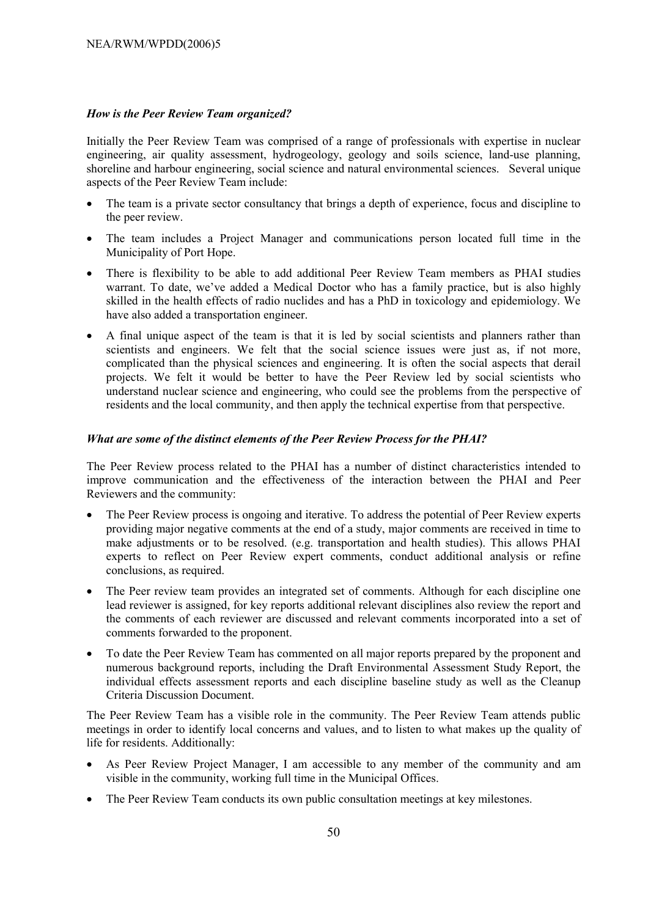### *How is the Peer Review Team organized?*

Initially the Peer Review Team was comprised of a range of professionals with expertise in nuclear engineering, air quality assessment, hydrogeology, geology and soils science, land-use planning, shoreline and harbour engineering, social science and natural environmental sciences. Several unique aspects of the Peer Review Team include:

- The team is a private sector consultancy that brings a depth of experience, focus and discipline to the peer review.
- The team includes a Project Manager and communications person located full time in the Municipality of Port Hope.
- There is flexibility to be able to add additional Peer Review Team members as PHAI studies warrant. To date, we've added a Medical Doctor who has a family practice, but is also highly skilled in the health effects of radio nuclides and has a PhD in toxicology and epidemiology. We have also added a transportation engineer.
- A final unique aspect of the team is that it is led by social scientists and planners rather than scientists and engineers. We felt that the social science issues were just as, if not more, complicated than the physical sciences and engineering. It is often the social aspects that derail projects. We felt it would be better to have the Peer Review led by social scientists who understand nuclear science and engineering, who could see the problems from the perspective of residents and the local community, and then apply the technical expertise from that perspective.

### *What are some of the distinct elements of the Peer Review Process for the PHAI?*

The Peer Review process related to the PHAI has a number of distinct characteristics intended to improve communication and the effectiveness of the interaction between the PHAI and Peer Reviewers and the community:

- The Peer Review process is ongoing and iterative. To address the potential of Peer Review experts providing major negative comments at the end of a study, major comments are received in time to make adjustments or to be resolved. (e.g. transportation and health studies). This allows PHAI experts to reflect on Peer Review expert comments, conduct additional analysis or refine conclusions, as required.
- The Peer review team provides an integrated set of comments. Although for each discipline one lead reviewer is assigned, for key reports additional relevant disciplines also review the report and the comments of each reviewer are discussed and relevant comments incorporated into a set of comments forwarded to the proponent.
- To date the Peer Review Team has commented on all major reports prepared by the proponent and numerous background reports, including the Draft Environmental Assessment Study Report, the individual effects assessment reports and each discipline baseline study as well as the Cleanup Criteria Discussion Document.

The Peer Review Team has a visible role in the community. The Peer Review Team attends public meetings in order to identify local concerns and values, and to listen to what makes up the quality of life for residents. Additionally:

- As Peer Review Project Manager, I am accessible to any member of the community and am visible in the community, working full time in the Municipal Offices.
- The Peer Review Team conducts its own public consultation meetings at key milestones.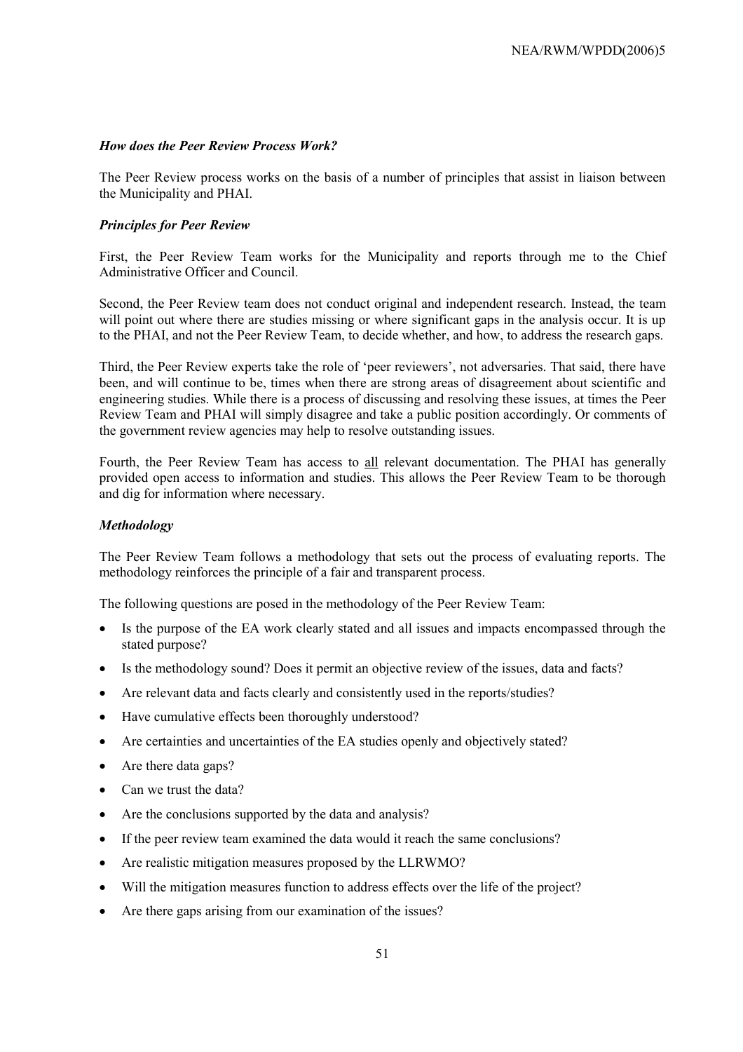### *How does the Peer Review Process Work?*

The Peer Review process works on the basis of a number of principles that assist in liaison between the Municipality and PHAI.

### *Principles for Peer Review*

First, the Peer Review Team works for the Municipality and reports through me to the Chief Administrative Officer and Council.

Second, the Peer Review team does not conduct original and independent research. Instead, the team will point out where there are studies missing or where significant gaps in the analysis occur. It is up to the PHAI, and not the Peer Review Team, to decide whether, and how, to address the research gaps.

Third, the Peer Review experts take the role of 'peer reviewers', not adversaries. That said, there have been, and will continue to be, times when there are strong areas of disagreement about scientific and engineering studies. While there is a process of discussing and resolving these issues, at times the Peer Review Team and PHAI will simply disagree and take a public position accordingly. Or comments of the government review agencies may help to resolve outstanding issues.

Fourth, the Peer Review Team has access to <u>all</u> relevant documentation. The PHAI has generally provided open access to information and studies. This allows the Peer Review Team to be thorough and dig for information where necessary.

### *Methodology*

The Peer Review Team follows a methodology that sets out the process of evaluating reports. The methodology reinforces the principle of a fair and transparent process.

The following questions are posed in the methodology of the Peer Review Team:

- Is the purpose of the EA work clearly stated and all issues and impacts encompassed through the stated purpose?
- Is the methodology sound? Does it permit an objective review of the issues, data and facts?
- Are relevant data and facts clearly and consistently used in the reports/studies?
- Have cumulative effects been thoroughly understood?
- Are certainties and uncertainties of the EA studies openly and objectively stated?
- Are there data gaps?
- Can we trust the data?
- Are the conclusions supported by the data and analysis?
- If the peer review team examined the data would it reach the same conclusions?
- Are realistic mitigation measures proposed by the LLRWMO?
- Will the mitigation measures function to address effects over the life of the project?
- Are there gaps arising from our examination of the issues?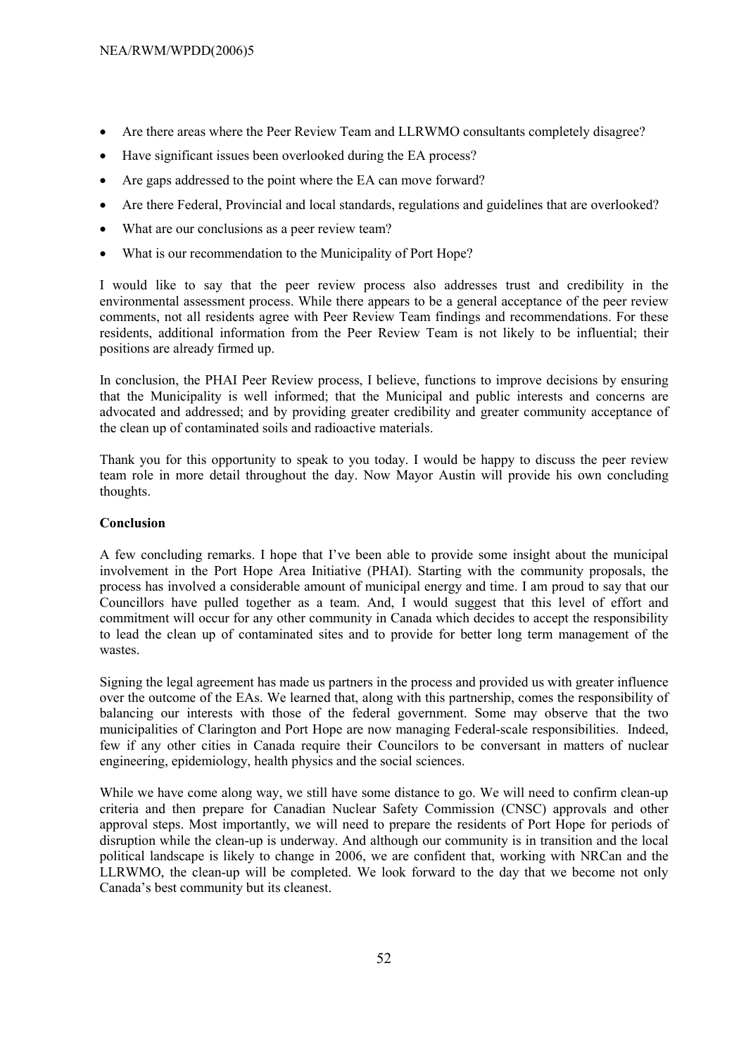- Are there areas where the Peer Review Team and LLRWMO consultants completely disagree?
- Have significant issues been overlooked during the EA process?
- Are gaps addressed to the point where the EA can move forward?
- Are there Federal, Provincial and local standards, regulations and guidelines that are overlooked?
- What are our conclusions as a peer review team?
- What is our recommendation to the Municipality of Port Hope?

I would like to say that the peer review process also addresses trust and credibility in the environmental assessment process. While there appears to be a general acceptance of the peer review comments, not all residents agree with Peer Review Team findings and recommendations. For these residents, additional information from the Peer Review Team is not likely to be influential; their positions are already firmed up.

In conclusion, the PHAI Peer Review process, I believe, functions to improve decisions by ensuring that the Municipality is well informed; that the Municipal and public interests and concerns are advocated and addressed; and by providing greater credibility and greater community acceptance of the clean up of contaminated soils and radioactive materials.

Thank you for this opportunity to speak to you today. I would be happy to discuss the peer review team role in more detail throughout the day. Now Mayor Austin will provide his own concluding thoughts.

**Conclusion**

A few concluding remarks. I hope that I've been able to provide some insight about the municipal involvement in the Port Hope Area Initiative (PHAI). Starting with the community proposals, the process has involved a considerable amount of municipal energy and time. I am proud to say that our Councillors have pulled together as a team. And, I would suggest that this level of effort and commitment will occur for any other community in Canada which decides to accept the responsibility to lead the clean up of contaminated sites and to provide for better long term management of the wastes.

Signing the legal agreement has made us partners in the process and provided us with greater influence over the outcome of the EAs. We learned that, along with this partnership, comes the responsibility of balancing our interests with those of the federal government. Some may observe that the two municipalities of Clarington and Port Hope are now managing Federal-scale responsibilities. Indeed, few if any other cities in Canada require their Councilors to be conversant in matters of nuclear engineering, epidemiology, health physics and the social sciences.

While we have come along way, we still have some distance to go. We will need to confirm clean-up criteria and then prepare for Canadian Nuclear Safety Commission (CNSC) approvals and other approval steps. Most importantly, we will need to prepare the residents of Port Hope for periods of disruption while the clean-up is underway. And although our community is in transition and the local political landscape is likely to change in 2006, we are confident that, working with NRCan and the LLRWMO, the clean-up will be completed. We look forward to the day that we become not only Canada's best community but its cleanest.